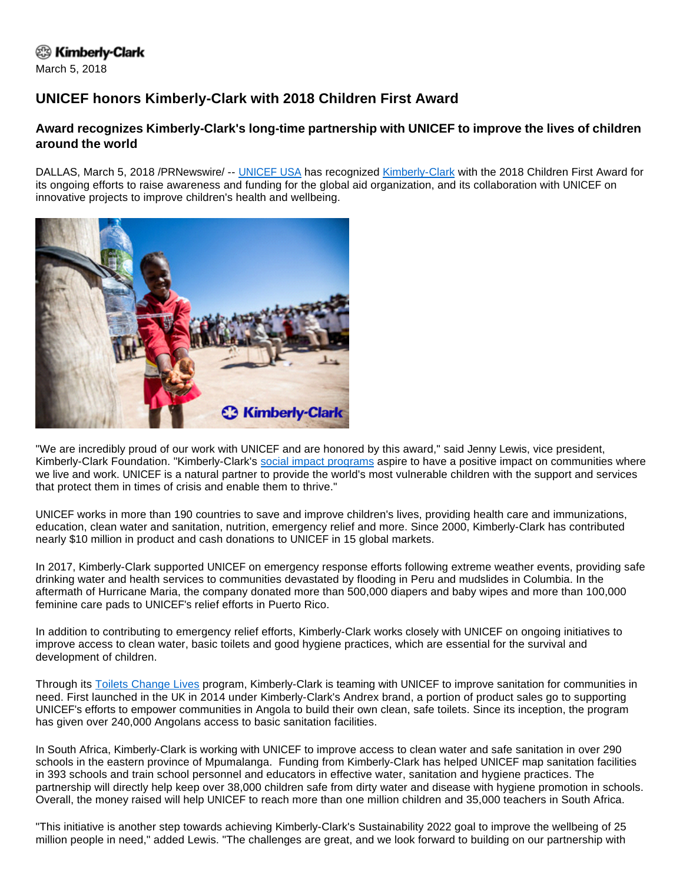Kimberly-Clark

March 5, 2018

# UNICEF honors Kimberly-Clark with 2018 Children First Award

## Award recognizes Kimberly-Clark's long-time partnership with UNICEF to improve the lives of children around the world

DALLAS, March 5, 2018 /PRNewswire/ -- UNICEF USA has recognized Kimberly-Clark with the 2018 Children First Award for its ongoing efforts to raise awareness and funding for the global aid organization, and its collaboration with UNICEF on innovative projects to improve children's health and wellbeing.

"We are incredibly proud of our work with UNICEF and are honored by this award," said Jenny Lewis, vice president, Kimberly-Clark Foundation. "Kimberly-Clark's social impact programs aspire to have a positive impact on communities where we live and work. UNICEF is a natural partner to provide the world's most vulnerable children with the support and services that protect them in times of crisis and enable them to thrive."

UNICEF works in more than 190 countries to save and improve children's lives, providing health care and immunizations, education, clean water and sanitation, nutrition, emergency relief and more. Since 2000, Kimberly-Clark has contributed nearly $10 million in product and cash donations to UNICEF in 15 global markets.

In 2017, Kimberly-Clark supported UNICEF on emergency response efforts following extreme weather events, providing safe drinking water and health services to communities devastated by flooding in Peru and mudslides in Columbia. In the aftermath of Hurricane Maria, the company donated more than 500,000 diapers and baby wipes and more than 100,000 feminine care pads to UNICEF's relief efforts in Puerto Rico.

In addition to contributing to emergency relief efforts, Kimberly-Clark works closely with UNICEF on ongoing initiatives to improve access to clean water, basic toilets and good hygiene practices, which are essential for the survival and development of children.

Through its Toilets Change Lives program, Kimberly-Clark is teaming with UNICEF to improve sanitation for communities in need. First launched in the UK in 2014 under Kimberly-Clark's Andrex brand, a portion of product sales go to supporting UNICEF's efforts to empower communities in Angola to build their own clean, safe toilets. Since its inception, the program has given over 240,000 Angolans access to basic sanitation facilities.

In South Africa, Kimberly-Clark is working with UNICEF to improve access to clean water and safe sanitation in over 290 schools in the eastern province of Mpumalanga. Funding from Kimberly-Clark has helped UNICEF map sanitation facilities in 393 schools and train school personnel and educators in effective water, sanitation and hygiene practices. The partnership will directly help keep over 38,000 children safe from dirty water and disease with hygiene promotion in schools. Overall, the money raised will help UNICEF to reach more than one million children and 35,000 teachers in South Africa.

"This initiative is another step towards achieving Kimberly-Clark's Sustainability 2022 goal to improve the wellbeing of 25 million people in need," added Lewis. "The challenges are great, and we look forward to building on our partnership with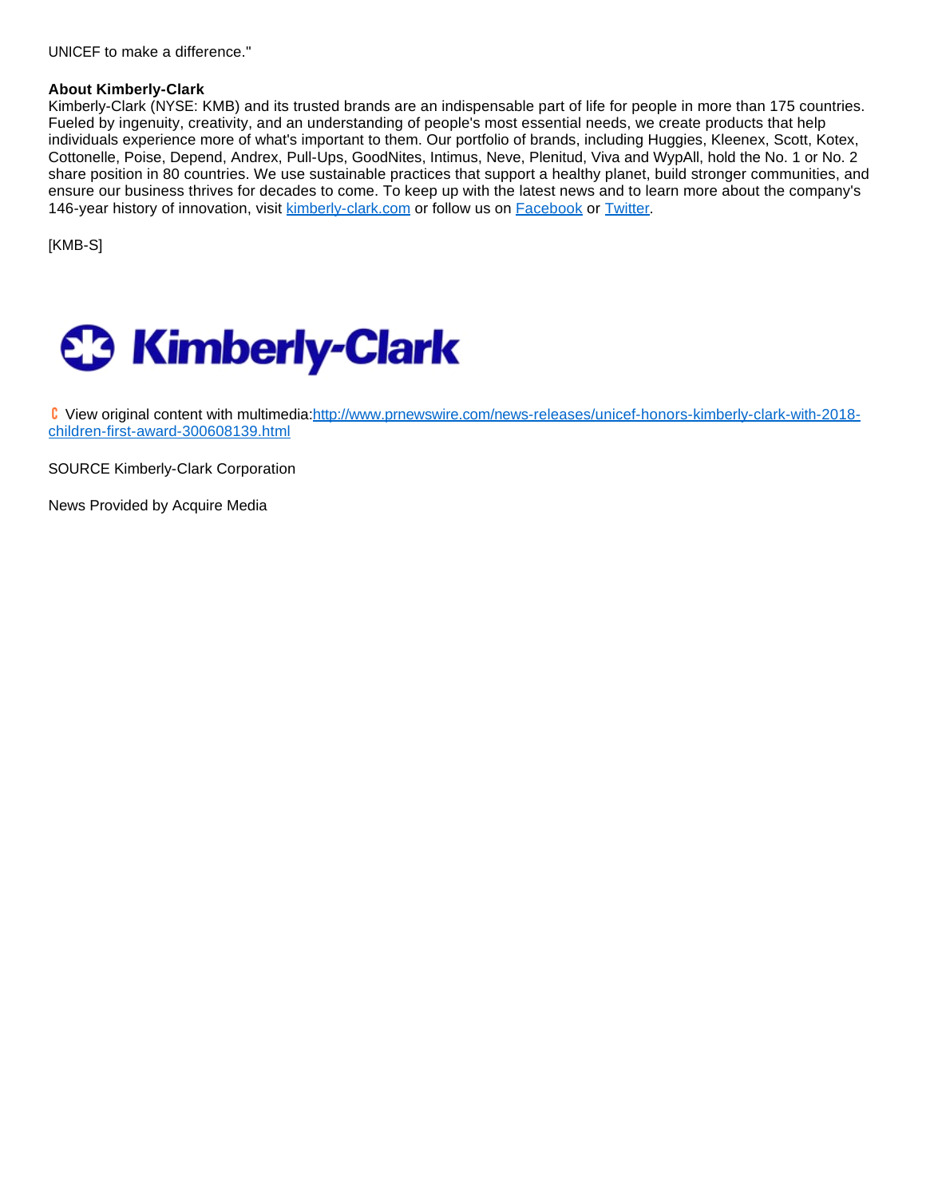UNICEF to make a difference."

**About Kimberly-Clark**
Kimberly-Clark (NYSE: KMB) and its trusted brands are an indispensable part of life for people in more than 175 countries. Fueled by ingenuity, creativity, and an understanding of people's most essential needs, we create products that help individuals experience more of what's important to them. Our portfolio of brands, including Huggies, Kleenex, Scott, Kotex, Cottonelle, Poise, Depend, Andrex, Pull-Ups, GoodNites, Intimus, Neve, Plenitud, Viva and WypAll, hold the No. 1 or No. 2 share position in 80 countries. We use sustainable practices that support a healthy planet, build stronger communities, and ensure our business thrives for decades to come. To keep up with the latest news and to learn more about the company's 146-year history of innovation, visit [kimberly-clark.com](kimberly-clark.com) or follow us on [Facebook]() or [Twitter]().

[KMB-S]

Kimberly-Clark

View original content with multimedia:[http://www.prnewswire.com/news-releases/unicef-honors-kimberly-clark-with-2018-children-first-award-300608139.html](http://www.prnewswire.com/news-releases/unicef-honors-kimberly-clark-with-2018-children-first-award-300608139.html)

SOURCE Kimberly-Clark Corporation

News Provided by Acquire Media